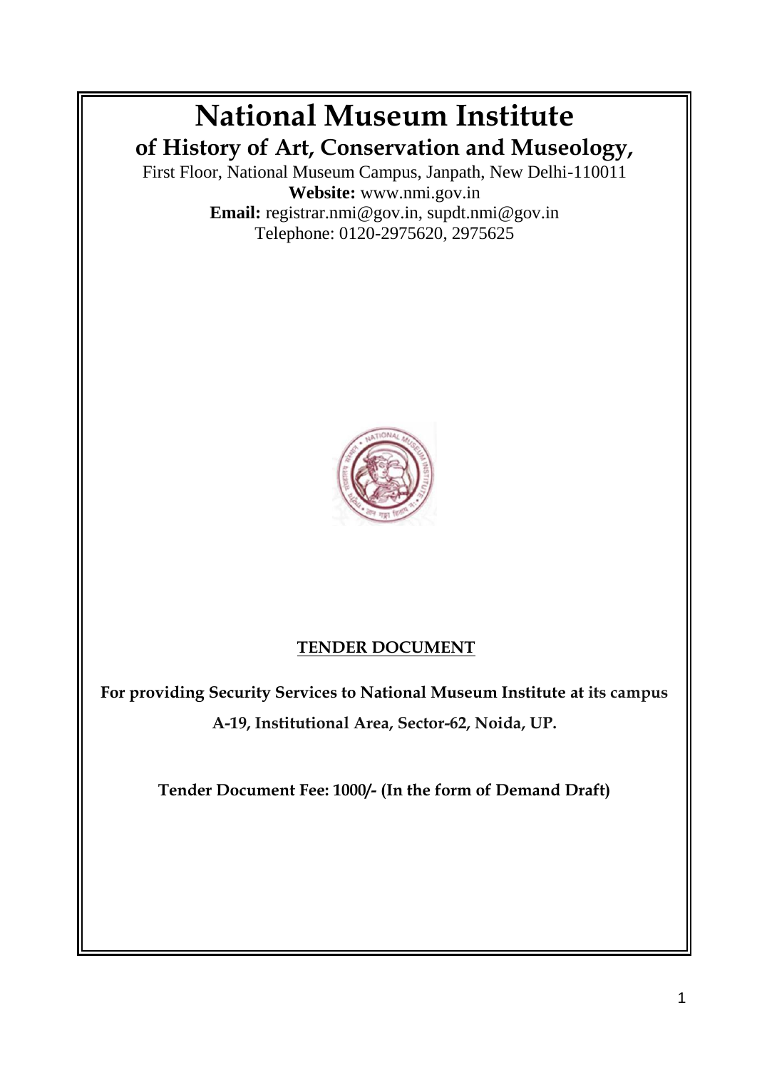# National Museum Institute

## of History of Art, Conservation and Museology,

First Floor, National Museum Campus, Janpath, New Delhi-110011
**Website:** www.nmi.gov.in
**Email:** registrar.nmi@gov.in, supdt.nmi@gov.in
Telephone: 0120-2975620, 2975625

**TENDER DOCUMENT**

**For providing Security Services to National Museum Institute at its campus A-19, Institutional Area, Sector-62, Noida, UP.**

**Tender Document Fee: 1000/- (In the form of Demand Draft)**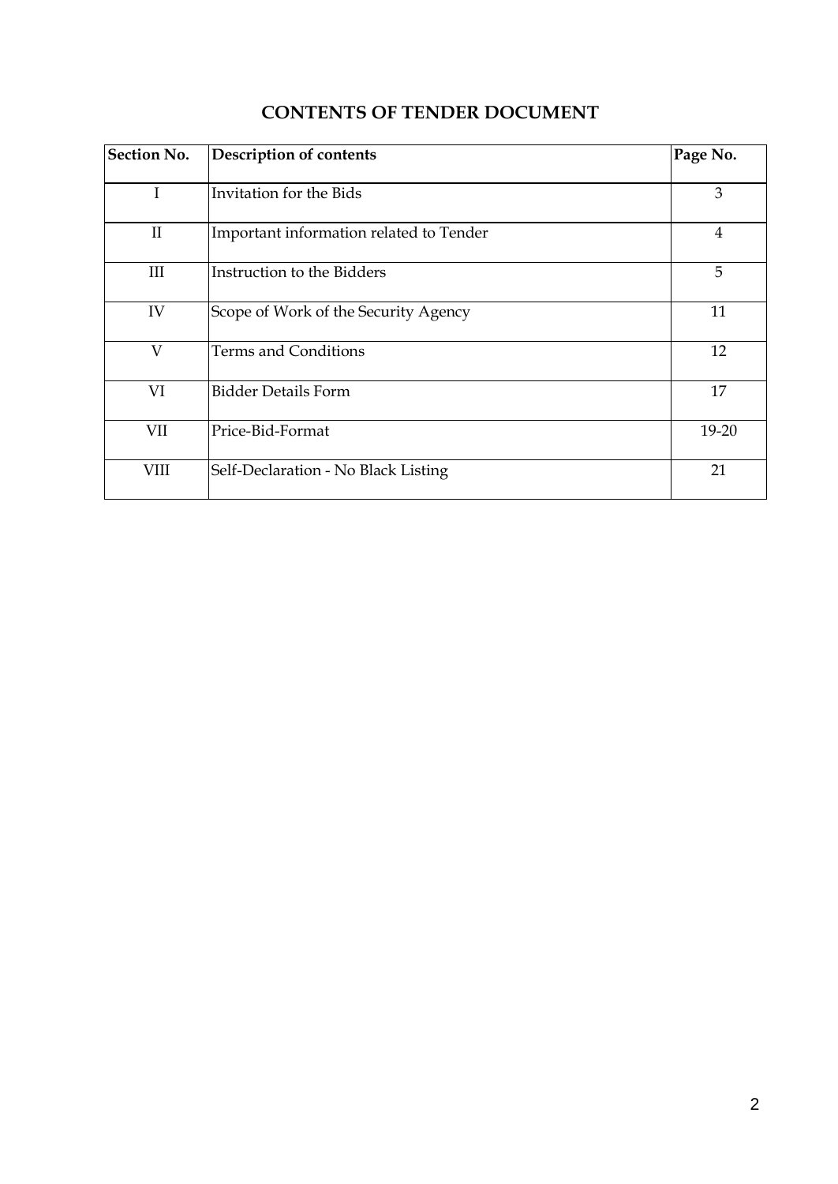## CONTENTS OF TENDER DOCUMENT

| Section No. | Description of contents | Page No. |
|---|---|---|
| I | Invitation for the Bids | 3 |
| II | Important information related to Tender | 4 |
| III | Instruction to the Bidders | 5 |
| IV | Scope of Work of the Security Agency | 11 |
| V | Terms and Conditions | 12 |
| VI | Bidder Details Form | 17 |
| VII | Price-Bid-Format | 19-20 |
| VIII | Self-Declaration - No Black Listing | 21 |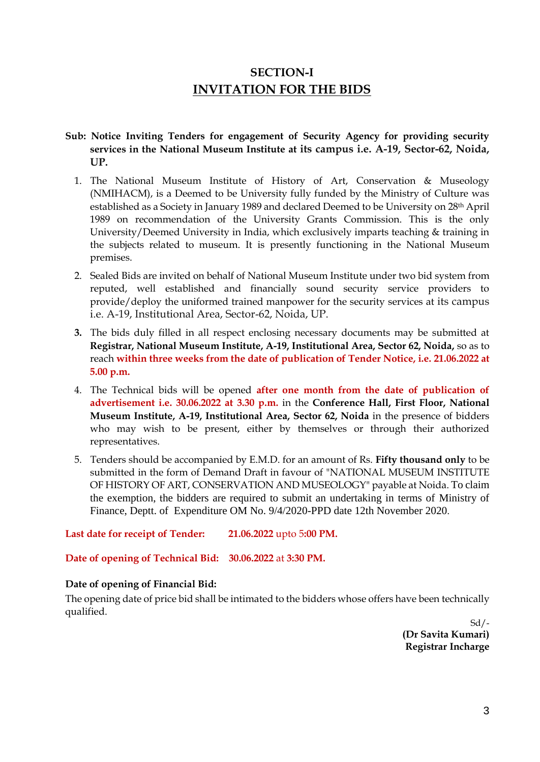# SECTION-I
## INVITATION FOR THE BIDS

**Sub: Notice Inviting Tenders for engagement of Security Agency for providing security services in the National Museum Institute at its campus i.e. A-19, Sector-62, Noida, UP.**

1. The National Museum Institute of History of Art, Conservation & Museology (NMIHACM), is a Deemed to be University fully funded by the Ministry of Culture was established as a Society in January 1989 and declared Deemed to be University on 28th April 1989 on recommendation of the University Grants Commission. This is the only University/Deemed University in India, which exclusively imparts teaching & training in the subjects related to museum. It is presently functioning in the National Museum premises.
2. Sealed Bids are invited on behalf of National Museum Institute under two bid system from reputed, well established and financially sound security service providers to provide/deploy the uniformed trained manpower for the security services at its campus i.e. A-19, Institutional Area, Sector-62, Noida, UP.
3. The bids duly filled in all respect enclosing necessary documents may be submitted at **Registrar, National Museum Institute, A-19, Institutional Area, Sector 62, Noida,** so as to reach **within three weeks from the date of publication of Tender Notice, i.e. 21.06.2022 at 5.00 p.m.**
4. The Technical bids will be opened **after one month from the date of publication of advertisement i.e. 30.06.2022 at 3.30 p.m.** in the **Conference Hall, First Floor, National Museum Institute, A-19, Institutional Area, Sector 62, Noida** in the presence of bidders who may wish to be present, either by themselves or through their authorized representatives.
5. Tenders should be accompanied by E.M.D. for an amount of Rs. **Fifty thousand only** to be submitted in the form of Demand Draft in favour of "NATIONAL MUSEUM INSTITUTE OF HISTORY OF ART, CONSERVATION AND MUSEOLOGY" payable at Noida. To claim the exemption, the bidders are required to submit an undertaking in terms of Ministry of Finance, Deptt. of Expenditure OM No. 9/4/2020-PPD date 12th November 2020.

**Last date for receipt of Tender:** **21.06.2022** upto **5:00 PM.**

**Date of opening of Technical Bid:** **30.06.2022** at **3:30 PM.**

**Date of opening of Financial Bid:**
The opening date of price bid shall be intimated to the bidders whose offers have been technically qualified.

Sd/-
**(Dr Savita Kumari)**
**Registrar Incharge**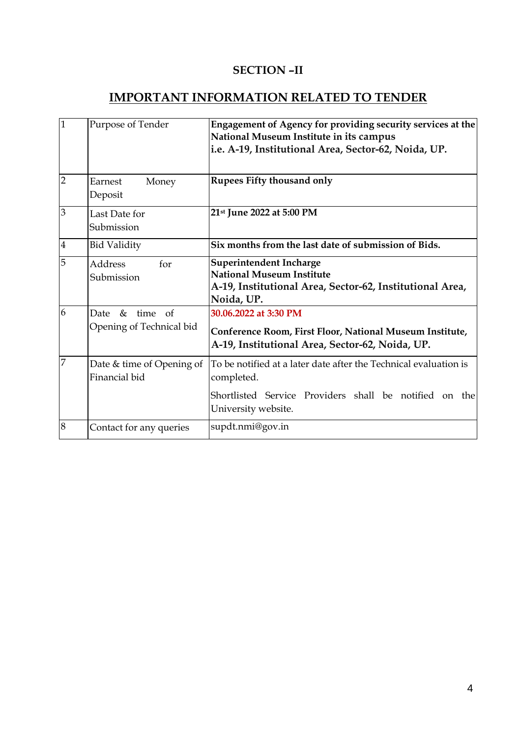## SECTION –II

## IMPORTANT INFORMATION RELATED TO TENDER

| | | |
|---|---|---|
| 1 | Purpose of Tender | **Engagement of Agency for providing security services at the National Museum Institute in its campus i.e. A-19, Institutional Area, Sector-62, Noida, UP.** |
| 2 | Earnest Money Deposit | **Rupees Fifty thousand only** |
| 3 | Last Date for Submission | **21st June 2022 at 5:00 PM** |
| 4 | Bid Validity | **Six months from the last date of submission of Bids.** |
| 5 | Address for Submission | **Superintendent Incharge**<br>**National Museum Institute**<br>**A-19, Institutional Area, Sector-62, Institutional Area, Noida, UP.** |
| 6 | Date & time of Opening of Technical bid | **30.06.2022 at 3:30 PM**<br>**Conference Room, First Floor, National Museum Institute, A-19, Institutional Area, Sector-62, Noida, UP.** |
| 7 | Date & time of Opening of Financial bid | To be notified at a later date after the Technical evaluation is completed.<br>Shortlisted Service Providers shall be notified on the University website. |
| 8 | Contact for any queries | supdt.nmi@gov.in |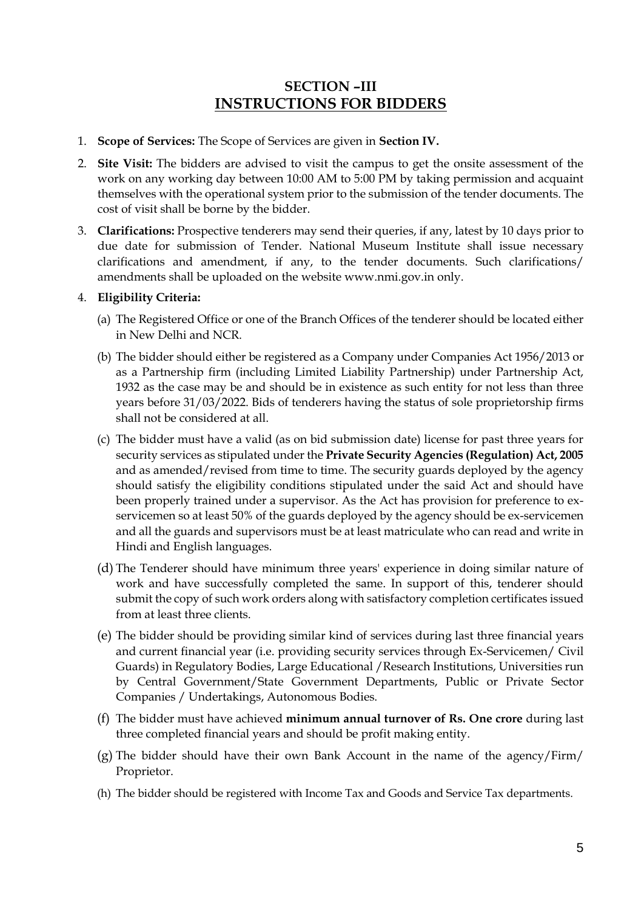## SECTION –III
## INSTRUCTIONS FOR BIDDERS

1. **Scope of Services:** The Scope of Services are given in **Section IV.**
2. **Site Visit:** The bidders are advised to visit the campus to get the onsite assessment of the work on any working day between 10:00 AM to 5:00 PM by taking permission and acquaint themselves with the operational system prior to the submission of the tender documents. The cost of visit shall be borne by the bidder.
3. **Clarifications:** Prospective tenderers may send their queries, if any, latest by 10 days prior to due date for submission of Tender. National Museum Institute shall issue necessary clarifications and amendment, if any, to the tender documents. Such clarifications/ amendments shall be uploaded on the website www.nmi.gov.in only.
4. **Eligibility Criteria:**
   (a) The Registered Office or one of the Branch Offices of the tenderer should be located either in New Delhi and NCR.
   
   (b) The bidder should either be registered as a Company under Companies Act 1956/2013 or as a Partnership firm (including Limited Liability Partnership) under Partnership Act, 1932 as the case may be and should be in existence as such entity for not less than three years before 31/03/2022. Bids of tenderers having the status of sole proprietorship firms shall not be considered at all.
   
   (c) The bidder must have a valid (as on bid submission date) license for past three years for security services as stipulated under the **Private Security Agencies (Regulation) Act, 2005** and as amended/revised from time to time. The security guards deployed by the agency should satisfy the eligibility conditions stipulated under the said Act and should have been properly trained under a supervisor. As the Act has provision for preference to ex-servicemen so at least 50% of the guards deployed by the agency should be ex-servicemen and all the guards and supervisors must be at least matriculate who can read and write in Hindi and English languages.
   
   (d) The Tenderer should have minimum three years' experience in doing similar nature of work and have successfully completed the same. In support of this, tenderer should submit the copy of such work orders along with satisfactory completion certificates issued from at least three clients.
   
   (e) The bidder should be providing similar kind of services during last three financial years and current financial year (i.e. providing security services through Ex-Servicemen/ Civil Guards) in Regulatory Bodies, Large Educational /Research Institutions, Universities run by Central Government/State Government Departments, Public or Private Sector Companies / Undertakings, Autonomous Bodies.
   
   (f) The bidder must have achieved **minimum annual turnover of Rs. One crore** during last three completed financial years and should be profit making entity.
   
   (g) The bidder should have their own Bank Account in the name of the agency/Firm/ Proprietor.
   
   (h) The bidder should be registered with Income Tax and Goods and Service Tax departments.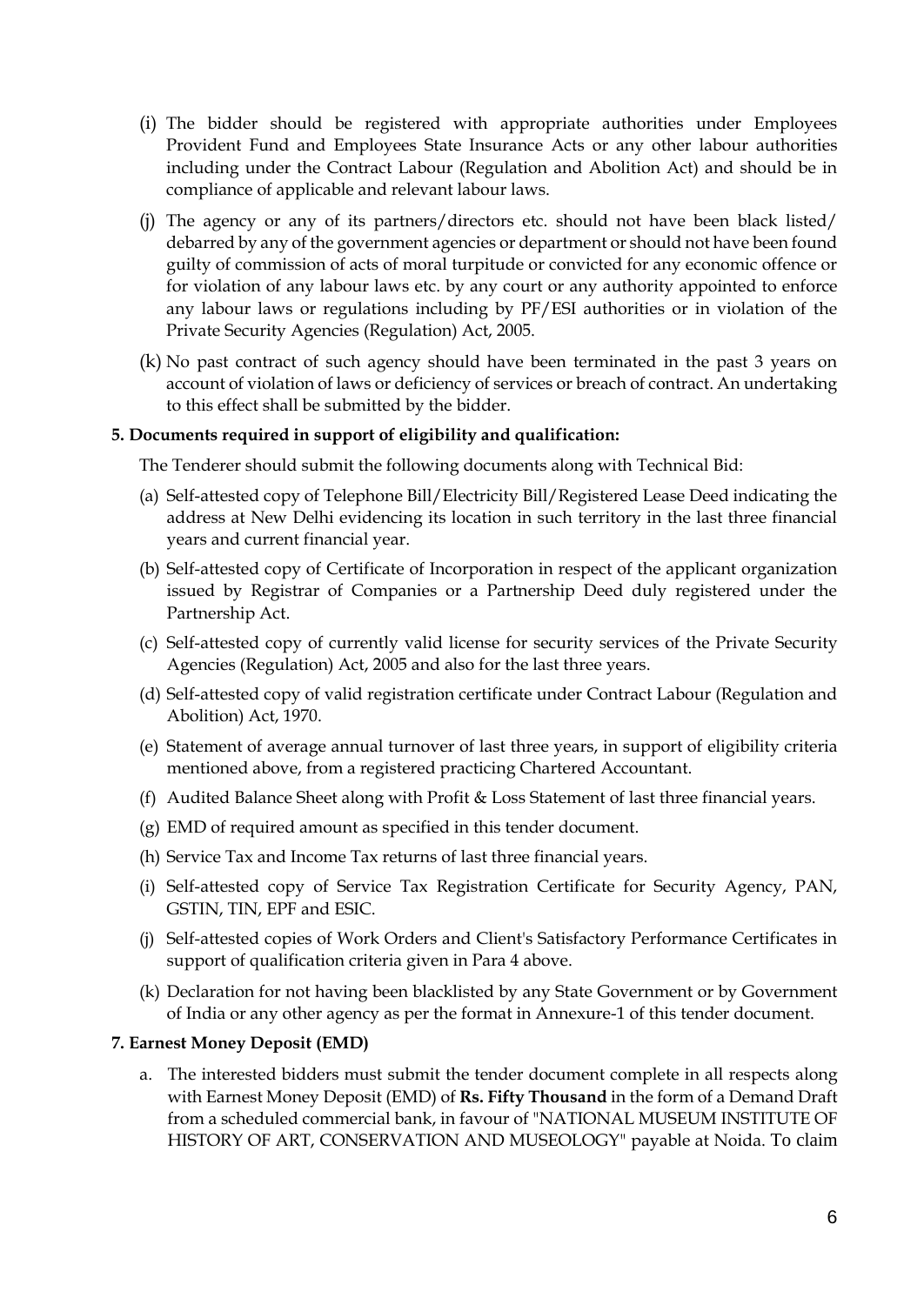(i) The bidder should be registered with appropriate authorities under Employees Provident Fund and Employees State Insurance Acts or any other labour authorities including under the Contract Labour (Regulation and Abolition Act) and should be in compliance of applicable and relevant labour laws.

(j) The agency or any of its partners/directors etc. should not have been black listed/ debarred by any of the government agencies or department or should not have been found guilty of commission of acts of moral turpitude or convicted for any economic offence or for violation of any labour laws etc. by any court or any authority appointed to enforce any labour laws or regulations including by PF/ESI authorities or in violation of the Private Security Agencies (Regulation) Act, 2005.

(k) No past contract of such agency should have been terminated in the past 3 years on account of violation of laws or deficiency of services or breach of contract. An undertaking to this effect shall be submitted by the bidder.

**5. Documents required in support of eligibility and qualification:**

The Tenderer should submit the following documents along with Technical Bid:

(a) Self-attested copy of Telephone Bill/Electricity Bill/Registered Lease Deed indicating the address at New Delhi evidencing its location in such territory in the last three financial years and current financial year.

(b) Self-attested copy of Certificate of Incorporation in respect of the applicant organization issued by Registrar of Companies or a Partnership Deed duly registered under the Partnership Act.

(c) Self-attested copy of currently valid license for security services of the Private Security Agencies (Regulation) Act, 2005 and also for the last three years.

(d) Self-attested copy of valid registration certificate under Contract Labour (Regulation and Abolition) Act, 1970.

(e) Statement of average annual turnover of last three years, in support of eligibility criteria mentioned above, from a registered practicing Chartered Accountant.

(f) Audited Balance Sheet along with Profit & Loss Statement of last three financial years.

(g) EMD of required amount as specified in this tender document.

(h) Service Tax and Income Tax returns of last three financial years.

(i) Self-attested copy of Service Tax Registration Certificate for Security Agency, PAN, GSTIN, TIN, EPF and ESIC.

(j) Self-attested copies of Work Orders and Client's Satisfactory Performance Certificates in support of qualification criteria given in Para 4 above.

(k) Declaration for not having been blacklisted by any State Government or by Government of India or any other agency as per the format in Annexure-1 of this tender document.

**7. Earnest Money Deposit (EMD)**

a. The interested bidders must submit the tender document complete in all respects along with Earnest Money Deposit (EMD) of **Rs. Fifty Thousand** in the form of a Demand Draft from a scheduled commercial bank, in favour of "NATIONAL MUSEUM INSTITUTE OF HISTORY OF ART, CONSERVATION AND MUSEOLOGY" payable at Noida. To claim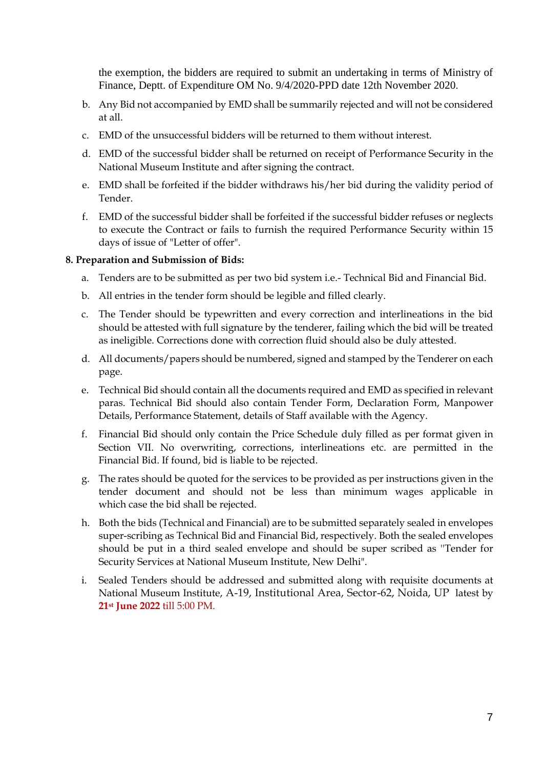the exemption, the bidders are required to submit an undertaking in terms of Ministry of Finance, Deptt. of Expenditure OM No. 9/4/2020-PPD date 12th November 2020.

b. Any Bid not accompanied by EMD shall be summarily rejected and will not be considered at all.

c. EMD of the unsuccessful bidders will be returned to them without interest.

d. EMD of the successful bidder shall be returned on receipt of Performance Security in the National Museum Institute and after signing the contract.

e. EMD shall be forfeited if the bidder withdraws his/her bid during the validity period of Tender.

f. EMD of the successful bidder shall be forfeited if the successful bidder refuses or neglects to execute the Contract or fails to furnish the required Performance Security within 15 days of issue of "Letter of offer".

**8. Preparation and Submission of Bids:**

a. Tenders are to be submitted as per two bid system i.e.- Technical Bid and Financial Bid.

b. All entries in the tender form should be legible and filled clearly.

c. The Tender should be typewritten and every correction and interlineations in the bid should be attested with full signature by the tenderer, failing which the bid will be treated as ineligible. Corrections done with correction fluid should also be duly attested.

d. All documents/papers should be numbered, signed and stamped by the Tenderer on each page.

e. Technical Bid should contain all the documents required and EMD as specified in relevant paras. Technical Bid should also contain Tender Form, Declaration Form, Manpower Details, Performance Statement, details of Staff available with the Agency.

f. Financial Bid should only contain the Price Schedule duly filled as per format given in Section VII. No overwriting, corrections, interlineations etc. are permitted in the Financial Bid. If found, bid is liable to be rejected.

g. The rates should be quoted for the services to be provided as per instructions given in the tender document and should not be less than minimum wages applicable in which case the bid shall be rejected.

h. Both the bids (Technical and Financial) are to be submitted separately sealed in envelopes super-scribing as Technical Bid and Financial Bid, respectively. Both the sealed envelopes should be put in a third sealed envelope and should be super scribed as "Tender for Security Services at National Museum Institute, New Delhi".

i. Sealed Tenders should be addressed and submitted along with requisite documents at National Museum Institute, A-19, Institutional Area, Sector-62, Noida, UP latest by **21st June 2022** till 5:00 PM.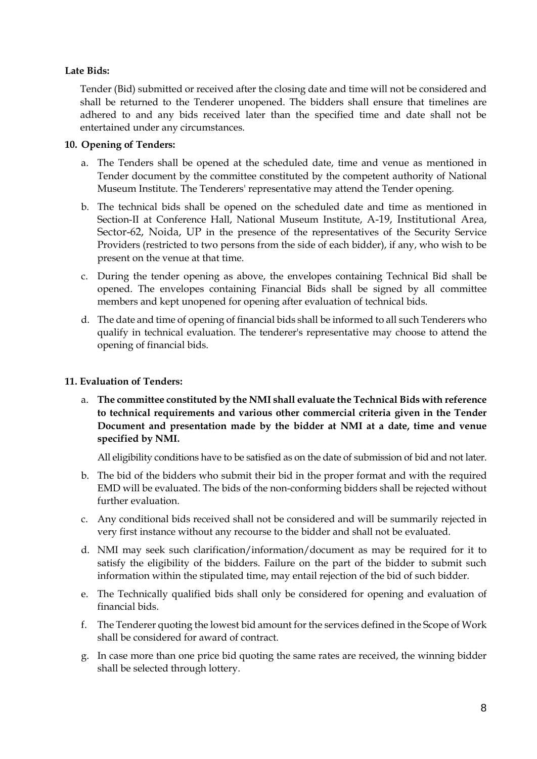**Late Bids:**

Tender (Bid) submitted or received after the closing date and time will not be considered and shall be returned to the Tenderer unopened. The bidders shall ensure that timelines are adhered to and any bids received later than the specified time and date shall not be entertained under any circumstances.

**10. Opening of Tenders:**

a. The Tenders shall be opened at the scheduled date, time and venue as mentioned in Tender document by the committee constituted by the competent authority of National Museum Institute. The Tenderers' representative may attend the Tender opening.

b. The technical bids shall be opened on the scheduled date and time as mentioned in Section-II at Conference Hall, National Museum Institute, A-19, Institutional Area, Sector-62, Noida, UP in the presence of the representatives of the Security Service Providers (restricted to two persons from the side of each bidder), if any, who wish to be present on the venue at that time.

c. During the tender opening as above, the envelopes containing Technical Bid shall be opened. The envelopes containing Financial Bids shall be signed by all committee members and kept unopened for opening after evaluation of technical bids.

d. The date and time of opening of financial bids shall be informed to all such Tenderers who qualify in technical evaluation. The tenderer's representative may choose to attend the opening of financial bids.

**11. Evaluation of Tenders:**

a. **The committee constituted by the NMI shall evaluate the Technical Bids with reference to technical requirements and various other commercial criteria given in the Tender Document and presentation made by the bidder at NMI at a date, time and venue specified by NMI.**

   All eligibility conditions have to be satisfied as on the date of submission of bid and not later.

b. The bid of the bidders who submit their bid in the proper format and with the required EMD will be evaluated. The bids of the non-conforming bidders shall be rejected without further evaluation.

c. Any conditional bids received shall not be considered and will be summarily rejected in very first instance without any recourse to the bidder and shall not be evaluated.

d. NMI may seek such clarification/information/document as may be required for it to satisfy the eligibility of the bidders. Failure on the part of the bidder to submit such information within the stipulated time, may entail rejection of the bid of such bidder.

e. The Technically qualified bids shall only be considered for opening and evaluation of financial bids.

f. The Tenderer quoting the lowest bid amount for the services defined in the Scope of Work shall be considered for award of contract.

g. In case more than one price bid quoting the same rates are received, the winning bidder shall be selected through lottery.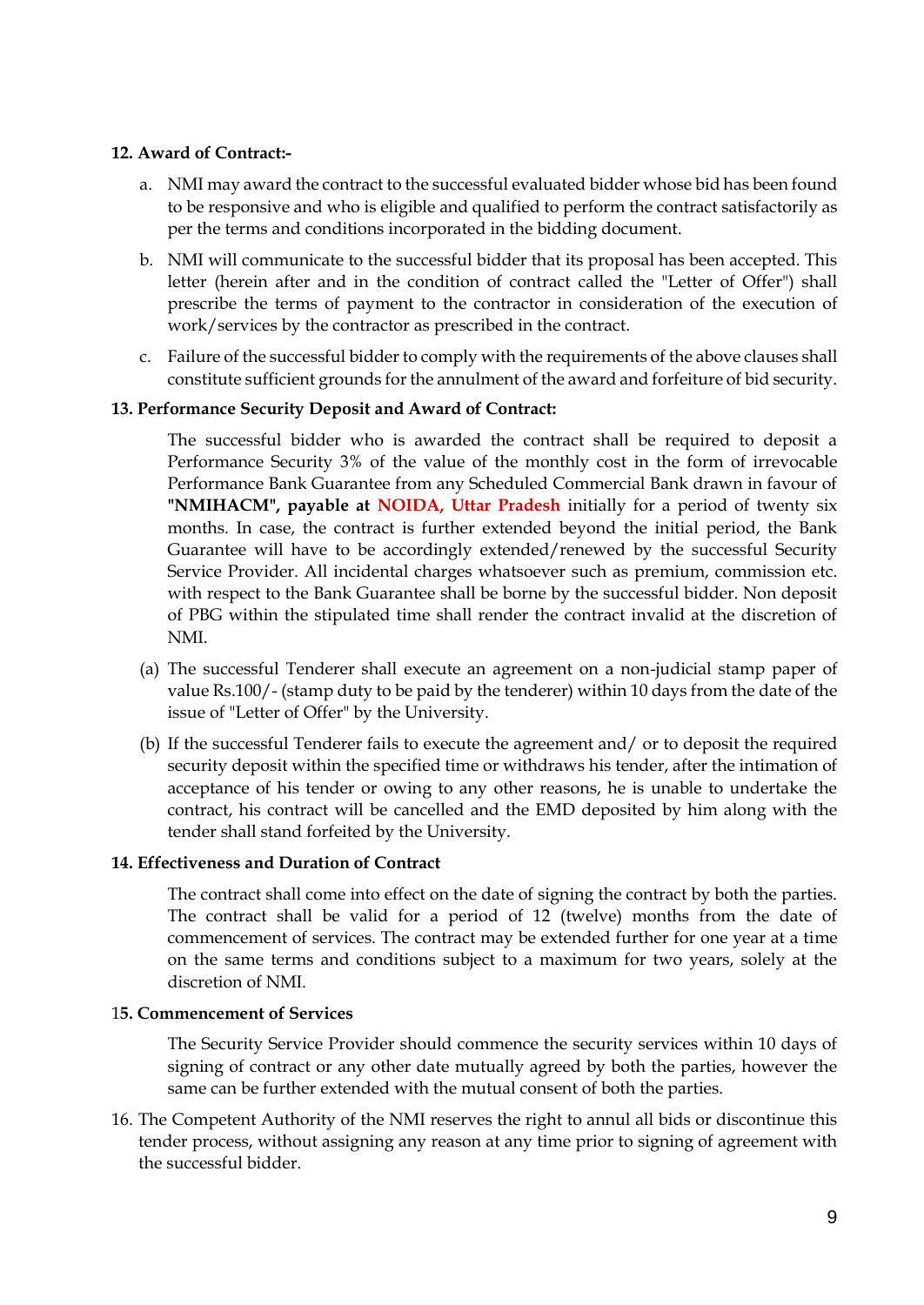**12. Award of Contract:-**

a. NMI may award the contract to the successful evaluated bidder whose bid has been found to be responsive and who is eligible and qualified to perform the contract satisfactorily as per the terms and conditions incorporated in the bidding document.

b. NMI will communicate to the successful bidder that its proposal has been accepted. This letter (herein after and in the condition of contract called the "Letter of Offer") shall prescribe the terms of payment to the contractor in consideration of the execution of work/services by the contractor as prescribed in the contract.

c. Failure of the successful bidder to comply with the requirements of the above clauses shall constitute sufficient grounds for the annulment of the award and forfeiture of bid security.

**13. Performance Security Deposit and Award of Contract:**

The successful bidder who is awarded the contract shall be required to deposit a Performance Security 3% of the value of the monthly cost in the form of irrevocable Performance Bank Guarantee from any Scheduled Commercial Bank drawn in favour of **"NMIHACM", payable at NOIDA, Uttar Pradesh** initially for a period of twenty six months. In case, the contract is further extended beyond the initial period, the Bank Guarantee will have to be accordingly extended/renewed by the successful Security Service Provider. All incidental charges whatsoever such as premium, commission etc. with respect to the Bank Guarantee shall be borne by the successful bidder. Non deposit of PBG within the stipulated time shall render the contract invalid at the discretion of NMI.

(a) The successful Tenderer shall execute an agreement on a non-judicial stamp paper of value Rs.100/- (stamp duty to be paid by the tenderer) within 10 days from the date of the issue of "Letter of Offer" by the University.

(b) If the successful Tenderer fails to execute the agreement and/ or to deposit the required security deposit within the specified time or withdraws his tender, after the intimation of acceptance of his tender or owing to any other reasons, he is unable to undertake the contract, his contract will be cancelled and the EMD deposited by him along with the tender shall stand forfeited by the University.

**14. Effectiveness and Duration of Contract**

The contract shall come into effect on the date of signing the contract by both the parties. The contract shall be valid for a period of 12 (twelve) months from the date of commencement of services. The contract may be extended further for one year at a time on the same terms and conditions subject to a maximum for two years, solely at the discretion of NMI.

**15. Commencement of Services**

The Security Service Provider should commence the security services within 10 days of signing of contract or any other date mutually agreed by both the parties, however the same can be further extended with the mutual consent of both the parties.

16. The Competent Authority of the NMI reserves the right to annul all bids or discontinue this tender process, without assigning any reason at any time prior to signing of agreement with the successful bidder.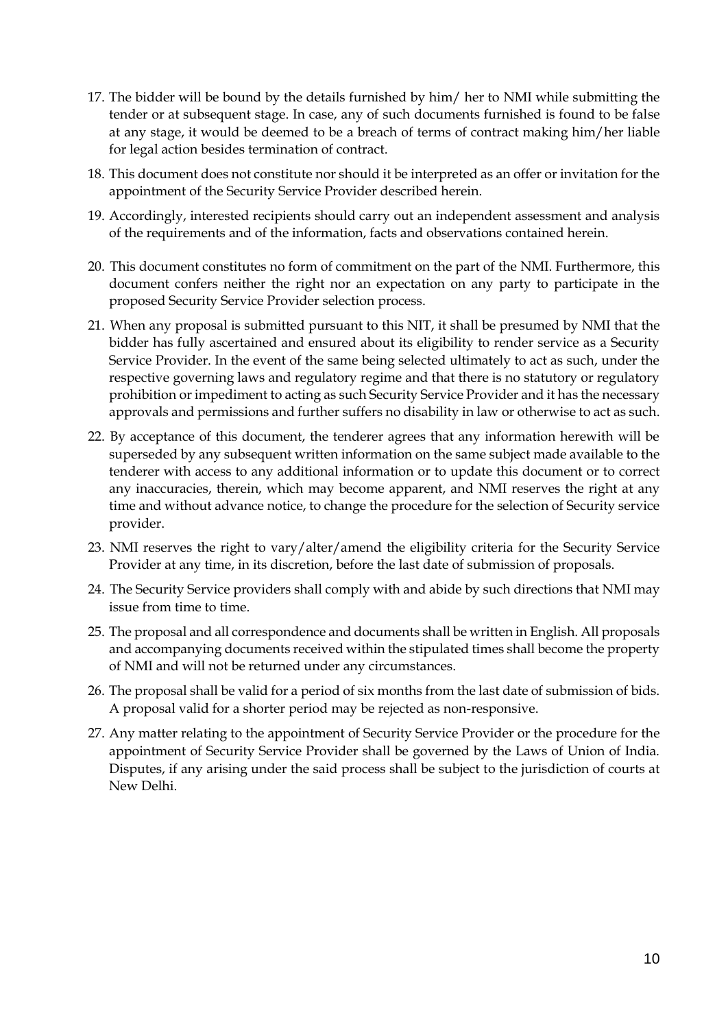17. The bidder will be bound by the details furnished by him/ her to NMI while submitting the tender or at subsequent stage. In case, any of such documents furnished is found to be false at any stage, it would be deemed to be a breach of terms of contract making him/her liable for legal action besides termination of contract.

18. This document does not constitute nor should it be interpreted as an offer or invitation for the appointment of the Security Service Provider described herein.

19. Accordingly, interested recipients should carry out an independent assessment and analysis of the requirements and of the information, facts and observations contained herein.

20. This document constitutes no form of commitment on the part of the NMI. Furthermore, this document confers neither the right nor an expectation on any party to participate in the proposed Security Service Provider selection process.

21. When any proposal is submitted pursuant to this NIT, it shall be presumed by NMI that the bidder has fully ascertained and ensured about its eligibility to render service as a Security Service Provider. In the event of the same being selected ultimately to act as such, under the respective governing laws and regulatory regime and that there is no statutory or regulatory prohibition or impediment to acting as such Security Service Provider and it has the necessary approvals and permissions and further suffers no disability in law or otherwise to act as such.

22. By acceptance of this document, the tenderer agrees that any information herewith will be superseded by any subsequent written information on the same subject made available to the tenderer with access to any additional information or to update this document or to correct any inaccuracies, therein, which may become apparent, and NMI reserves the right at any time and without advance notice, to change the procedure for the selection of Security service provider.

23. NMI reserves the right to vary/alter/amend the eligibility criteria for the Security Service Provider at any time, in its discretion, before the last date of submission of proposals.

24. The Security Service providers shall comply with and abide by such directions that NMI may issue from time to time.

25. The proposal and all correspondence and documents shall be written in English. All proposals and accompanying documents received within the stipulated times shall become the property of NMI and will not be returned under any circumstances.

26. The proposal shall be valid for a period of six months from the last date of submission of bids. A proposal valid for a shorter period may be rejected as non-responsive.

27. Any matter relating to the appointment of Security Service Provider or the procedure for the appointment of Security Service Provider shall be governed by the Laws of Union of India. Disputes, if any arising under the said process shall be subject to the jurisdiction of courts at New Delhi.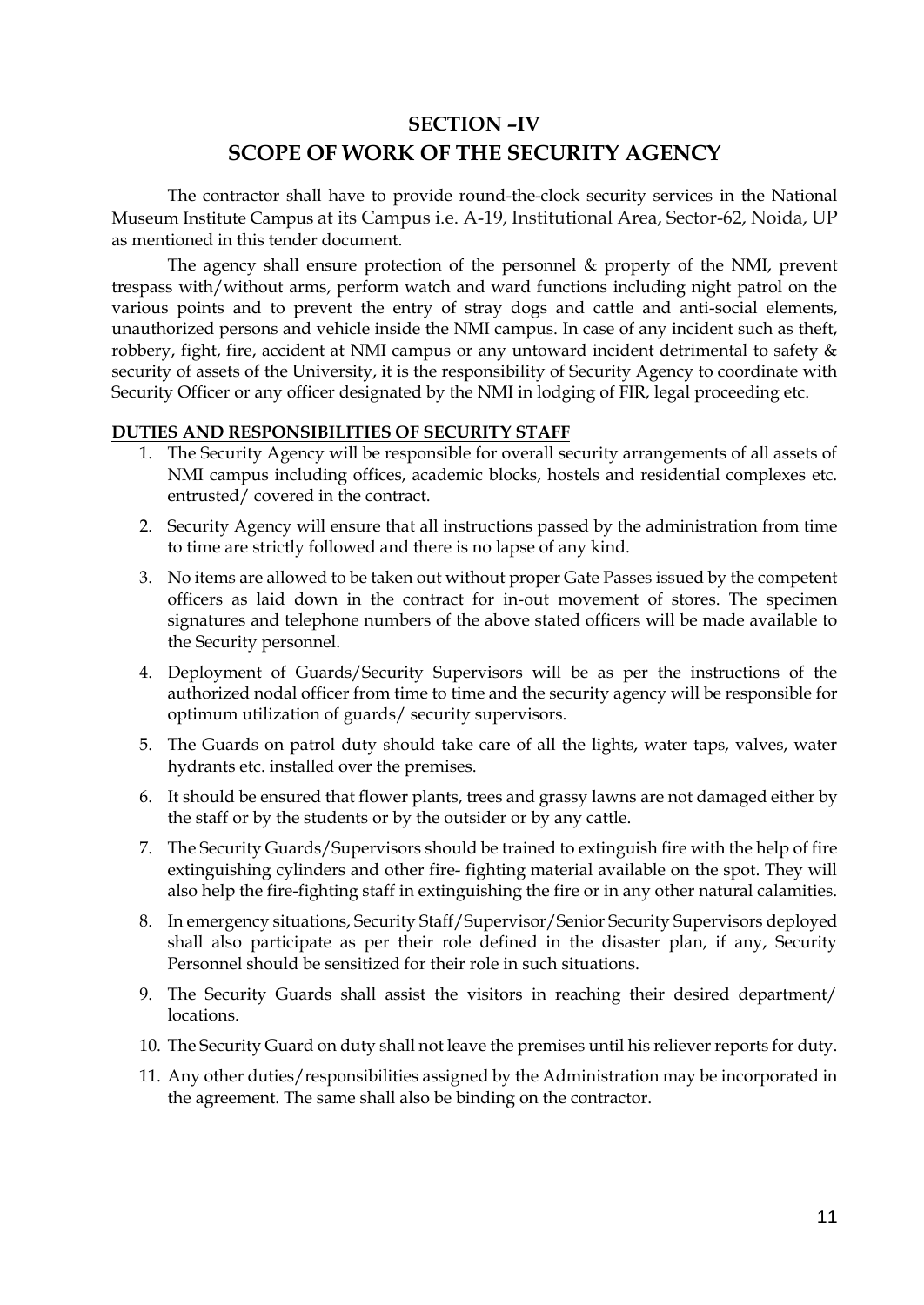# SECTION –IV

## SCOPE OF WORK OF THE SECURITY AGENCY

The contractor shall have to provide round-the-clock security services in the National Museum Institute Campus at its Campus i.e. A-19, Institutional Area, Sector-62, Noida, UP as mentioned in this tender document.

The agency shall ensure protection of the personnel & property of the NMI, prevent trespass with/without arms, perform watch and ward functions including night patrol on the various points and to prevent the entry of stray dogs and cattle and anti-social elements, unauthorized persons and vehicle inside the NMI campus. In case of any incident such as theft, robbery, fight, fire, accident at NMI campus or any untoward incident detrimental to safety & security of assets of the University, it is the responsibility of Security Agency to coordinate with Security Officer or any officer designated by the NMI in lodging of FIR, legal proceeding etc.

**DUTIES AND RESPONSIBILITIES OF SECURITY STAFF**

1. The Security Agency will be responsible for overall security arrangements of all assets of NMI campus including offices, academic blocks, hostels and residential complexes etc. entrusted/ covered in the contract.
2. Security Agency will ensure that all instructions passed by the administration from time to time are strictly followed and there is no lapse of any kind.
3. No items are allowed to be taken out without proper Gate Passes issued by the competent officers as laid down in the contract for in-out movement of stores. The specimen signatures and telephone numbers of the above stated officers will be made available to the Security personnel.
4. Deployment of Guards/Security Supervisors will be as per the instructions of the authorized nodal officer from time to time and the security agency will be responsible for optimum utilization of guards/ security supervisors.
5. The Guards on patrol duty should take care of all the lights, water taps, valves, water hydrants etc. installed over the premises.
6. It should be ensured that flower plants, trees and grassy lawns are not damaged either by the staff or by the students or by the outsider or by any cattle.
7. The Security Guards/Supervisors should be trained to extinguish fire with the help of fire extinguishing cylinders and other fire- fighting material available on the spot. They will also help the fire-fighting staff in extinguishing the fire or in any other natural calamities.
8. In emergency situations, Security Staff/Supervisor/Senior Security Supervisors deployed shall also participate as per their role defined in the disaster plan, if any, Security Personnel should be sensitized for their role in such situations.
9. The Security Guards shall assist the visitors in reaching their desired department/ locations.
10. The Security Guard on duty shall not leave the premises until his reliever reports for duty.
11. Any other duties/responsibilities assigned by the Administration may be incorporated in the agreement. The same shall also be binding on the contractor.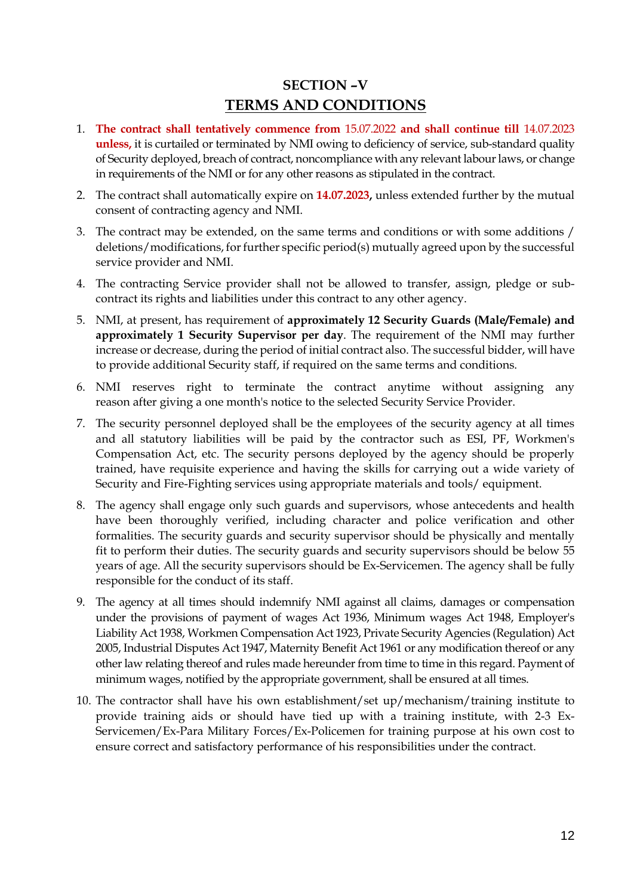# SECTION –V

## TERMS AND CONDITIONS

1. **The contract shall tentatively commence from** 15.07.2022 **and shall continue till** 14.07.2023 **unless,** it is curtailed or terminated by NMI owing to deficiency of service, sub-standard quality of Security deployed, breach of contract, noncompliance with any relevant labour laws, or change in requirements of the NMI or for any other reasons as stipulated in the contract.
2. The contract shall automatically expire on **14.07.2023,** unless extended further by the mutual consent of contracting agency and NMI.
3. The contract may be extended, on the same terms and conditions or with some additions / deletions/modifications, for further specific period(s) mutually agreed upon by the successful service provider and NMI.
4. The contracting Service provider shall not be allowed to transfer, assign, pledge or sub-contract its rights and liabilities under this contract to any other agency.
5. NMI, at present, has requirement of **approximately 12 Security Guards (Male/Female) and approximately 1 Security Supervisor per day**. The requirement of the NMI may further increase or decrease, during the period of initial contract also. The successful bidder, will have to provide additional Security staff, if required on the same terms and conditions.
6. NMI reserves right to terminate the contract anytime without assigning any reason after giving a one month's notice to the selected Security Service Provider.
7. The security personnel deployed shall be the employees of the security agency at all times and all statutory liabilities will be paid by the contractor such as ESI, PF, Workmen's Compensation Act, etc. The security persons deployed by the agency should be properly trained, have requisite experience and having the skills for carrying out a wide variety of Security and Fire-Fighting services using appropriate materials and tools/ equipment.
8. The agency shall engage only such guards and supervisors, whose antecedents and health have been thoroughly verified, including character and police verification and other formalities. The security guards and security supervisor should be physically and mentally fit to perform their duties. The security guards and security supervisors should be below 55 years of age. All the security supervisors should be Ex-Servicemen. The agency shall be fully responsible for the conduct of its staff.
9. The agency at all times should indemnify NMI against all claims, damages or compensation under the provisions of payment of wages Act 1936, Minimum wages Act 1948, Employer's Liability Act 1938, Workmen Compensation Act 1923, Private Security Agencies (Regulation) Act 2005, Industrial Disputes Act 1947, Maternity Benefit Act 1961 or any modification thereof or any other law relating thereof and rules made hereunder from time to time in this regard. Payment of minimum wages, notified by the appropriate government, shall be ensured at all times.
10. The contractor shall have his own establishment/set up/mechanism/training institute to provide training aids or should have tied up with a training institute, with 2-3 Ex-Servicemen/Ex-Para Military Forces/Ex-Policemen for training purpose at his own cost to ensure correct and satisfactory performance of his responsibilities under the contract.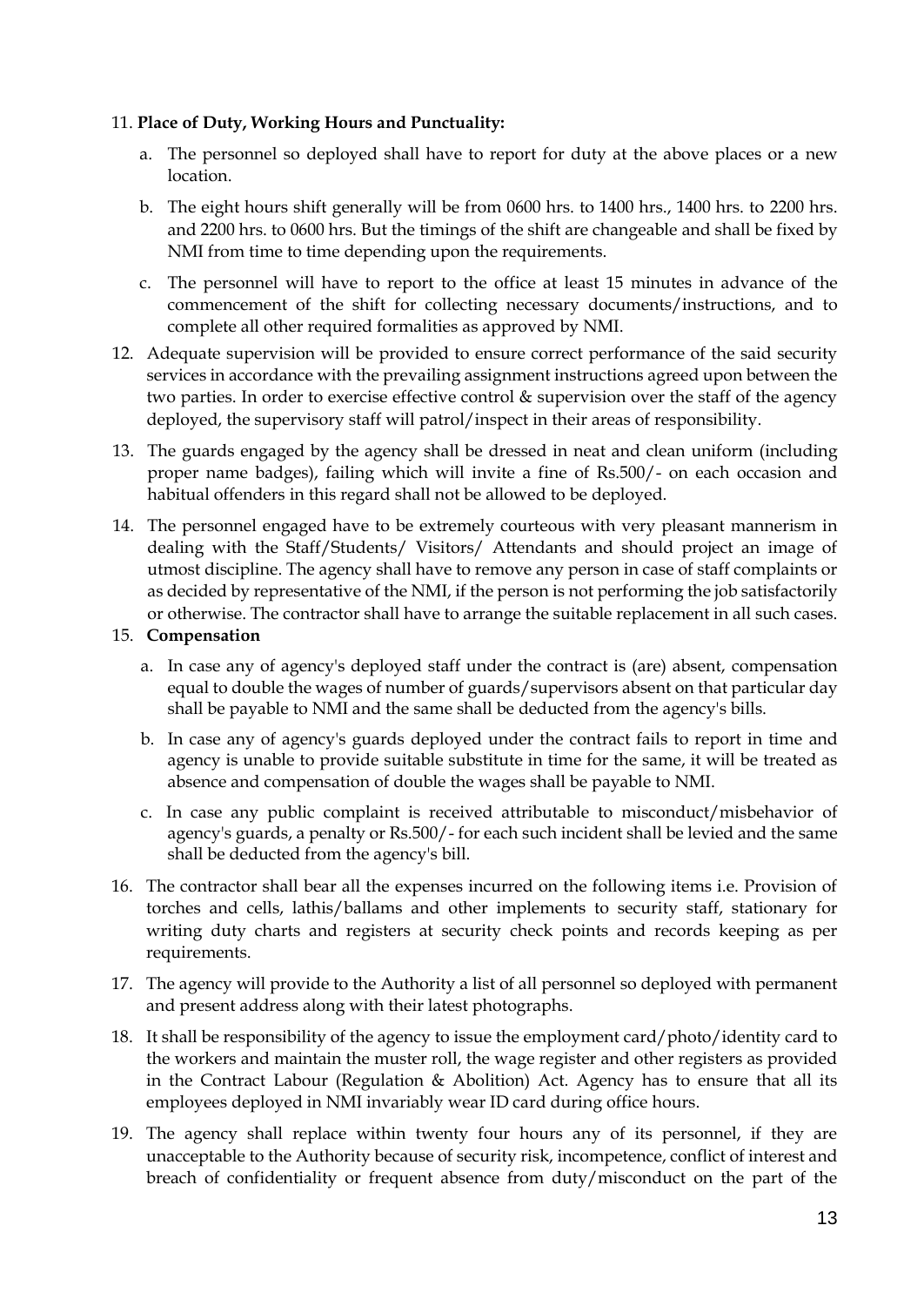11. **Place of Duty, Working Hours and Punctuality:**

    a. The personnel so deployed shall have to report for duty at the above places or a new location.

    b. The eight hours shift generally will be from 0600 hrs. to 1400 hrs., 1400 hrs. to 2200 hrs. and 2200 hrs. to 0600 hrs. But the timings of the shift are changeable and shall be fixed by NMI from time to time depending upon the requirements.

    c. The personnel will have to report to the office at least 15 minutes in advance of the commencement of the shift for collecting necessary documents/instructions, and to complete all other required formalities as approved by NMI.

12. Adequate supervision will be provided to ensure correct performance of the said security services in accordance with the prevailing assignment instructions agreed upon between the two parties. In order to exercise effective control & supervision over the staff of the agency deployed, the supervisory staff will patrol/inspect in their areas of responsibility.

13. The guards engaged by the agency shall be dressed in neat and clean uniform (including proper name badges), failing which will invite a fine of Rs.500/- on each occasion and habitual offenders in this regard shall not be allowed to be deployed.

14. The personnel engaged have to be extremely courteous with very pleasant mannerism in dealing with the Staff/Students/ Visitors/ Attendants and should project an image of utmost discipline. The agency shall have to remove any person in case of staff complaints or as decided by representative of the NMI, if the person is not performing the job satisfactorily or otherwise. The contractor shall have to arrange the suitable replacement in all such cases.

15. **Compensation**

    a. In case any of agency's deployed staff under the contract is (are) absent, compensation equal to double the wages of number of guards/supervisors absent on that particular day shall be payable to NMI and the same shall be deducted from the agency's bills.

    b. In case any of agency's guards deployed under the contract fails to report in time and agency is unable to provide suitable substitute in time for the same, it will be treated as absence and compensation of double the wages shall be payable to NMI.

    c. In case any public complaint is received attributable to misconduct/misbehavior of agency's guards, a penalty or Rs.500/- for each such incident shall be levied and the same shall be deducted from the agency's bill.

16. The contractor shall bear all the expenses incurred on the following items i.e. Provision of torches and cells, lathis/ballams and other implements to security staff, stationary for writing duty charts and registers at security check points and records keeping as per requirements.

17. The agency will provide to the Authority a list of all personnel so deployed with permanent and present address along with their latest photographs.

18. It shall be responsibility of the agency to issue the employment card/photo/identity card to the workers and maintain the muster roll, the wage register and other registers as provided in the Contract Labour (Regulation & Abolition) Act. Agency has to ensure that all its employees deployed in NMI invariably wear ID card during office hours.

19. The agency shall replace within twenty four hours any of its personnel, if they are unacceptable to the Authority because of security risk, incompetence, conflict of interest and breach of confidentiality or frequent absence from duty/misconduct on the part of the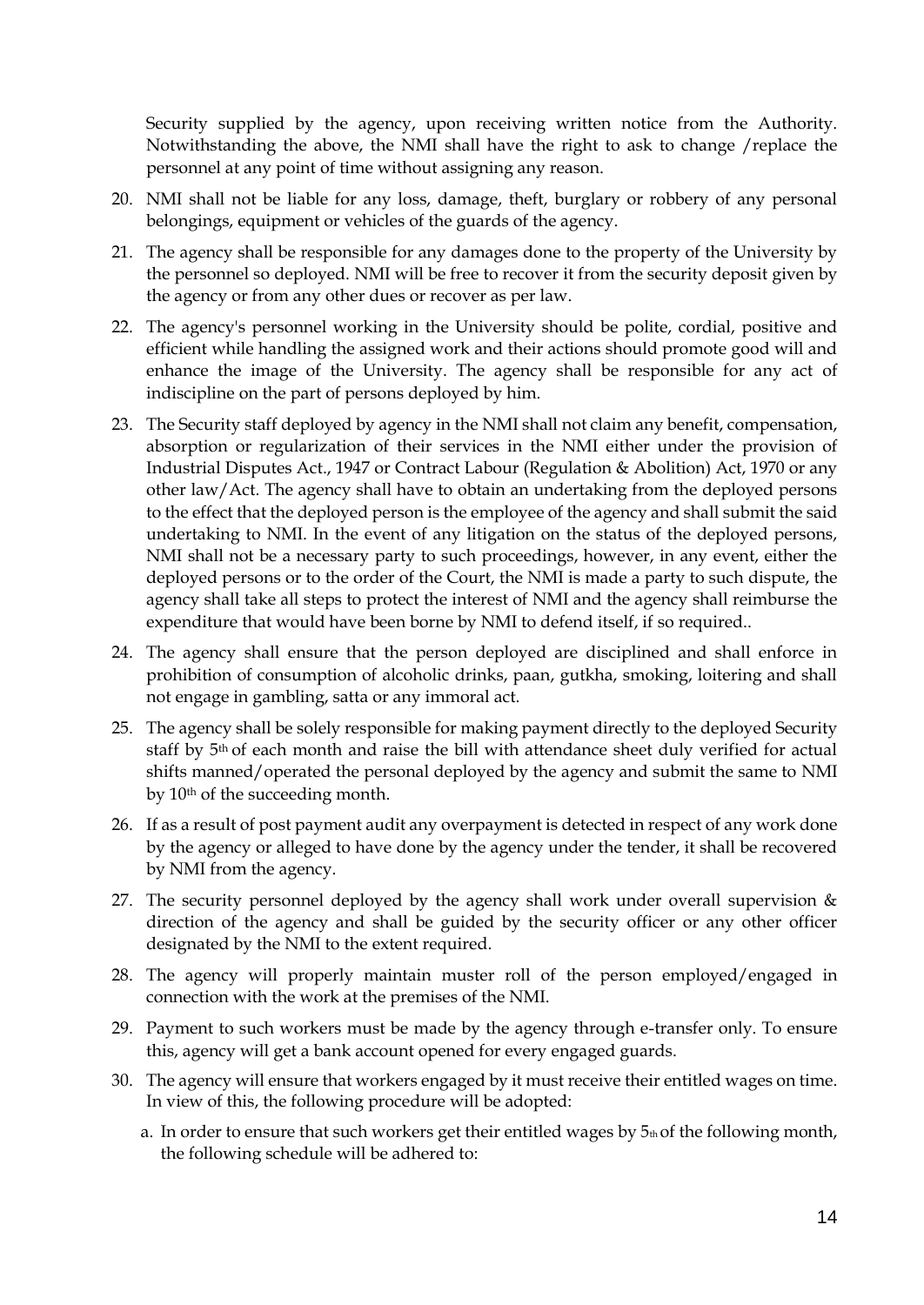Security supplied by the agency, upon receiving written notice from the Authority. Notwithstanding the above, the NMI shall have the right to ask to change /replace the personnel at any point of time without assigning any reason.

20. NMI shall not be liable for any loss, damage, theft, burglary or robbery of any personal belongings, equipment or vehicles of the guards of the agency.

21. The agency shall be responsible for any damages done to the property of the University by the personnel so deployed. NMI will be free to recover it from the security deposit given by the agency or from any other dues or recover as per law.

22. The agency's personnel working in the University should be polite, cordial, positive and efficient while handling the assigned work and their actions should promote good will and enhance the image of the University. The agency shall be responsible for any act of indiscipline on the part of persons deployed by him.

23. The Security staff deployed by agency in the NMI shall not claim any benefit, compensation, absorption or regularization of their services in the NMI either under the provision of Industrial Disputes Act., 1947 or Contract Labour (Regulation & Abolition) Act, 1970 or any other law/Act. The agency shall have to obtain an undertaking from the deployed persons to the effect that the deployed person is the employee of the agency and shall submit the said undertaking to NMI. In the event of any litigation on the status of the deployed persons, NMI shall not be a necessary party to such proceedings, however, in any event, either the deployed persons or to the order of the Court, the NMI is made a party to such dispute, the agency shall take all steps to protect the interest of NMI and the agency shall reimburse the expenditure that would have been borne by NMI to defend itself, if so required..

24. The agency shall ensure that the person deployed are disciplined and shall enforce in prohibition of consumption of alcoholic drinks, paan, gutkha, smoking, loitering and shall not engage in gambling, satta or any immoral act.

25. The agency shall be solely responsible for making payment directly to the deployed Security staff by 5th of each month and raise the bill with attendance sheet duly verified for actual shifts manned/operated the personal deployed by the agency and submit the same to NMI by 10th of the succeeding month.

26. If as a result of post payment audit any overpayment is detected in respect of any work done by the agency or alleged to have done by the agency under the tender, it shall be recovered by NMI from the agency.

27. The security personnel deployed by the agency shall work under overall supervision & direction of the agency and shall be guided by the security officer or any other officer designated by the NMI to the extent required.

28. The agency will properly maintain muster roll of the person employed/engaged in connection with the work at the premises of the NMI.

29. Payment to such workers must be made by the agency through e-transfer only. To ensure this, agency will get a bank account opened for every engaged guards.

30. The agency will ensure that workers engaged by it must receive their entitled wages on time. In view of this, the following procedure will be adopted:

    a. In order to ensure that such workers get their entitled wages by 5th of the following month, the following schedule will be adhered to: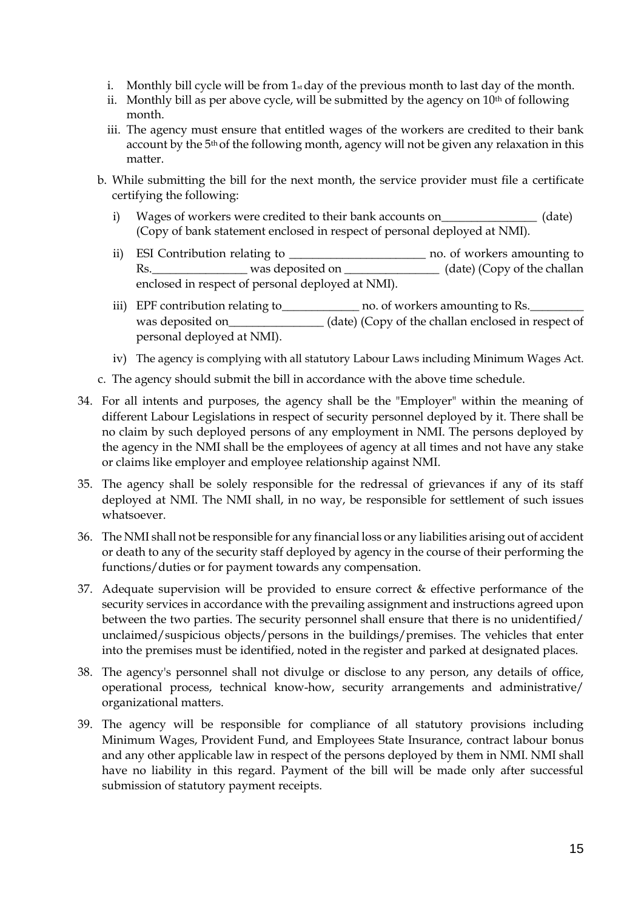i. Monthly bill cycle will be from 1st day of the previous month to last day of the month.
   ii. Monthly bill as per above cycle, will be submitted by the agency on 10th of following month.
   iii. The agency must ensure that entitled wages of the workers are credited to their bank account by the 5th of the following month, agency will not be given any relaxation in this matter.

b. While submitting the bill for the next month, the service provider must file a certificate certifying the following:

   i) Wages of workers were credited to their bank accounts on________________ (date) (Copy of bank statement enclosed in respect of personal deployed at NMI).

   ii) ESI Contribution relating to _______________________ no. of workers amounting to Rs.________________ was deposited on ________________ (date) (Copy of the challan enclosed in respect of personal deployed at NMI).

   iii) EPF contribution relating to_____________ no. of workers amounting to Rs._________ was deposited on________________ (date) (Copy of the challan enclosed in respect of personal deployed at NMI).

   iv) The agency is complying with all statutory Labour Laws including Minimum Wages Act.

c. The agency should submit the bill in accordance with the above time schedule.

34. For all intents and purposes, the agency shall be the "Employer" within the meaning of different Labour Legislations in respect of security personnel deployed by it. There shall be no claim by such deployed persons of any employment in NMI. The persons deployed by the agency in the NMI shall be the employees of agency at all times and not have any stake or claims like employer and employee relationship against NMI.

35. The agency shall be solely responsible for the redressal of grievances if any of its staff deployed at NMI. The NMI shall, in no way, be responsible for settlement of such issues whatsoever.

36. The NMI shall not be responsible for any financial loss or any liabilities arising out of accident or death to any of the security staff deployed by agency in the course of their performing the functions/duties or for payment towards any compensation.

37. Adequate supervision will be provided to ensure correct & effective performance of the security services in accordance with the prevailing assignment and instructions agreed upon between the two parties. The security personnel shall ensure that there is no unidentified/ unclaimed/suspicious objects/persons in the buildings/premises. The vehicles that enter into the premises must be identified, noted in the register and parked at designated places.

38. The agency's personnel shall not divulge or disclose to any person, any details of office, operational process, technical know-how, security arrangements and administrative/ organizational matters.

39. The agency will be responsible for compliance of all statutory provisions including Minimum Wages, Provident Fund, and Employees State Insurance, contract labour bonus and any other applicable law in respect of the persons deployed by them in NMI. NMI shall have no liability in this regard. Payment of the bill will be made only after successful submission of statutory payment receipts.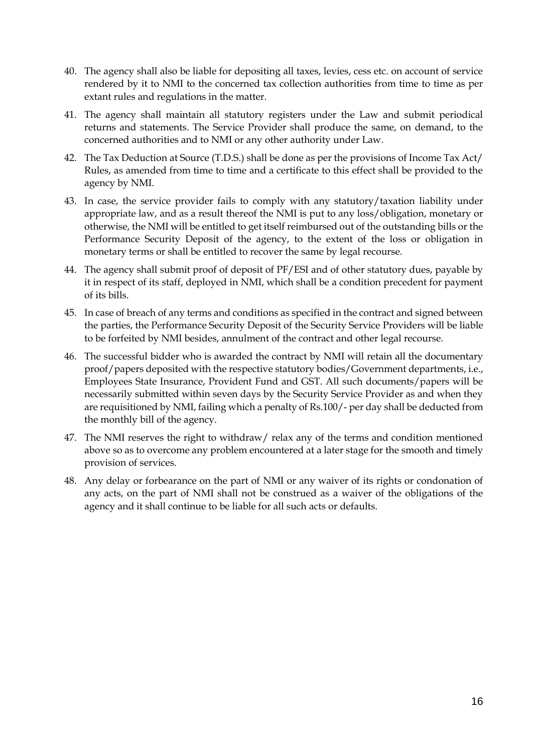40. The agency shall also be liable for depositing all taxes, levies, cess etc. on account of service rendered by it to NMI to the concerned tax collection authorities from time to time as per extant rules and regulations in the matter.

41. The agency shall maintain all statutory registers under the Law and submit periodical returns and statements. The Service Provider shall produce the same, on demand, to the concerned authorities and to NMI or any other authority under Law.

42. The Tax Deduction at Source (T.D.S.) shall be done as per the provisions of Income Tax Act/ Rules, as amended from time to time and a certificate to this effect shall be provided to the agency by NMI.

43. In case, the service provider fails to comply with any statutory/taxation liability under appropriate law, and as a result thereof the NMI is put to any loss/obligation, monetary or otherwise, the NMI will be entitled to get itself reimbursed out of the outstanding bills or the Performance Security Deposit of the agency, to the extent of the loss or obligation in monetary terms or shall be entitled to recover the same by legal recourse.

44. The agency shall submit proof of deposit of PF/ESI and of other statutory dues, payable by it in respect of its staff, deployed in NMI, which shall be a condition precedent for payment of its bills.

45. In case of breach of any terms and conditions as specified in the contract and signed between the parties, the Performance Security Deposit of the Security Service Providers will be liable to be forfeited by NMI besides, annulment of the contract and other legal recourse.

46. The successful bidder who is awarded the contract by NMI will retain all the documentary proof/papers deposited with the respective statutory bodies/Government departments, i.e., Employees State Insurance, Provident Fund and GST. All such documents/papers will be necessarily submitted within seven days by the Security Service Provider as and when they are requisitioned by NMI, failing which a penalty of Rs.100/- per day shall be deducted from the monthly bill of the agency.

47. The NMI reserves the right to withdraw/ relax any of the terms and condition mentioned above so as to overcome any problem encountered at a later stage for the smooth and timely provision of services.

48. Any delay or forbearance on the part of NMI or any waiver of its rights or condonation of any acts, on the part of NMI shall not be construed as a waiver of the obligations of the agency and it shall continue to be liable for all such acts or defaults.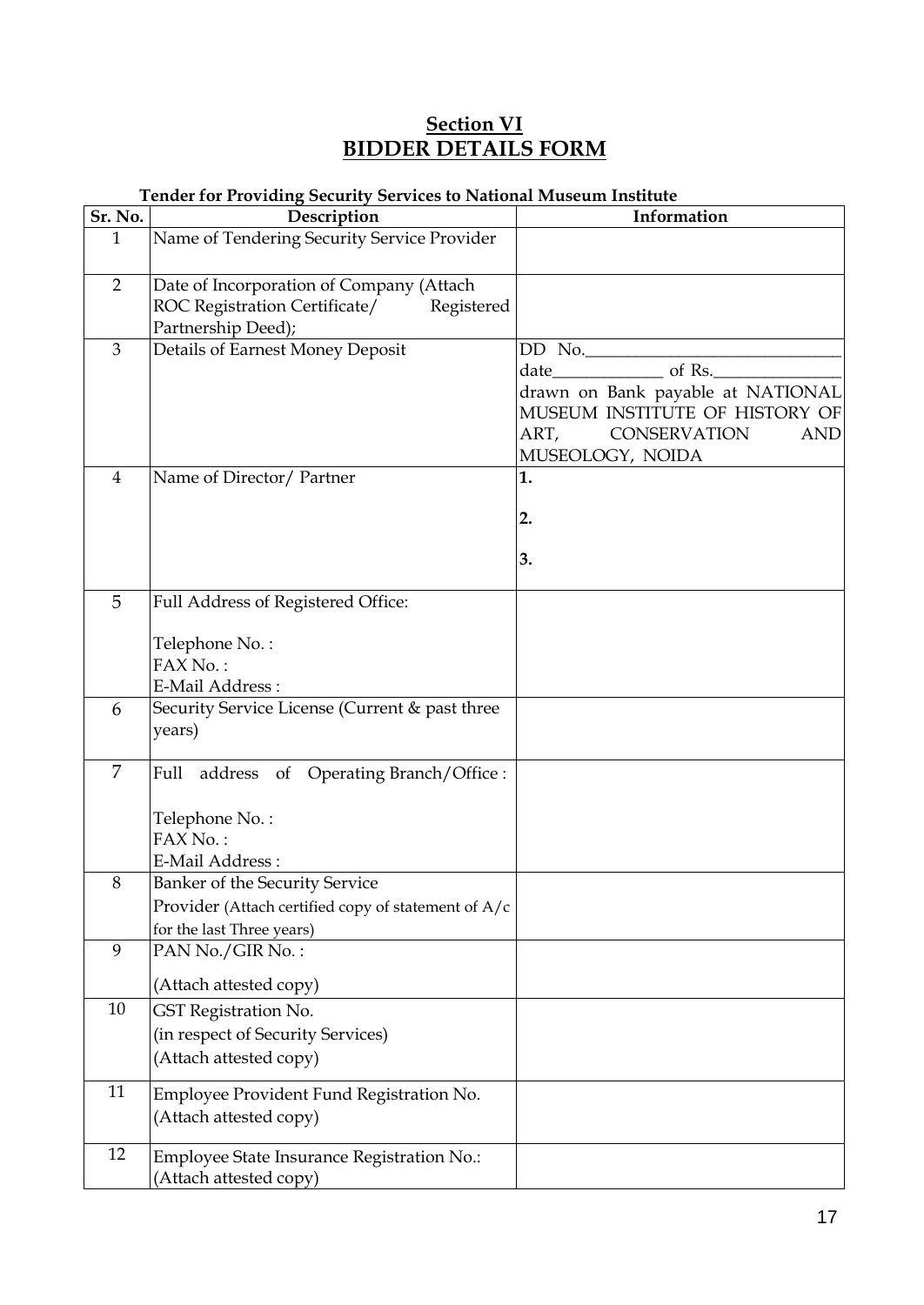## Section VI
## BIDDER DETAILS FORM

**Tender for Providing Security Services to National Museum Institute**

| Sr. No. | Description | Information |
|---|---|---|
| 1 | Name of Tendering Security Service Provider | |
| 2 | Date of Incorporation of Company (Attach ROC Registration Certificate/ Registered Partnership Deed); | |
| 3 | Details of Earnest Money Deposit | DD No.______________ date____________ of Rs.______________ drawn on Bank payable at NATIONAL MUSEUM INSTITUTE OF HISTORY OF ART, CONSERVATION AND MUSEOLOGY, NOIDA |
| 4 | Name of Director/ Partner | **1.**<br>**2.**<br>**3.** |
| 5 | Full Address of Registered Office:<br>Telephone No. :<br>FAX No. :<br>E-Mail Address : | |
| 6 | Security Service License (Current & past three years) | |
| 7 | Full address of Operating Branch/Office :<br>Telephone No. :<br>FAX No. :<br>E-Mail Address : | |
| 8 | Banker of the Security Service Provider (Attach certified copy of statement of A/c for the last Three years) | |
| 9 | PAN No./GIR No. :<br>(Attach attested copy) | |
| 10 | GST Registration No.<br>(in respect of Security Services)<br>(Attach attested copy) | |
| 11 | Employee Provident Fund Registration No.<br>(Attach attested copy) | |
| 12 | Employee State Insurance Registration No.:<br>(Attach attested copy) | |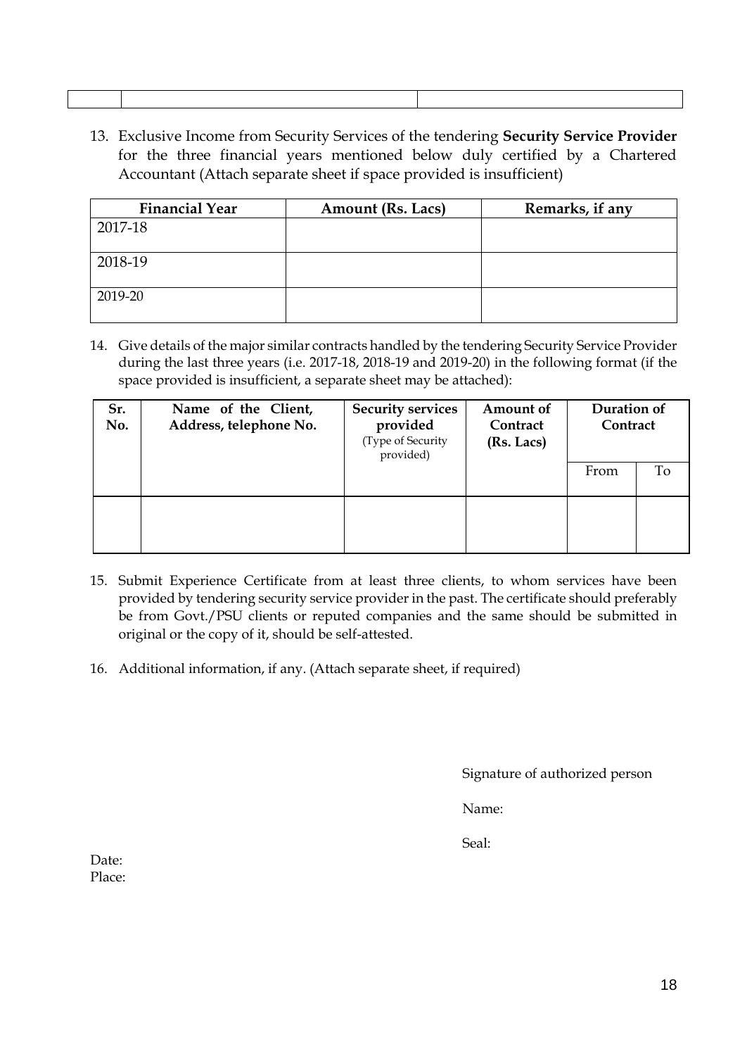| | | |
|---|---|---|
| | | |

13. Exclusive Income from Security Services of the tendering **Security Service Provider** for the three financial years mentioned below duly certified by a Chartered Accountant (Attach separate sheet if space provided is insufficient)

| Financial Year | Amount (Rs. Lacs) | Remarks, if any |
|---|---|---|
| 2017-18 | | |
| 2018-19 | | |
| 2019-20 | | |

14. Give details of the major similar contracts handled by the tendering Security Service Provider during the last three years (i.e. 2017-18, 2018-19 and 2019-20) in the following format (if the space provided is insufficient, a separate sheet may be attached):

| Sr. No. | Name of the Client, Address, telephone No. | Security services provided (Type of Security provided) | Amount of Contract (Rs. Lacs) | Duration of Contract | |
|---|---|---|---|---|---|
| | | | | From | To |
| | | | | | |

15. Submit Experience Certificate from at least three clients, to whom services have been provided by tendering security service provider in the past. The certificate should preferably be from Govt./PSU clients or reputed companies and the same should be submitted in original or the copy of it, should be self-attested.

16. Additional information, if any. (Attach separate sheet, if required)

Signature of authorized person

Name:

Seal:

Date:
Place: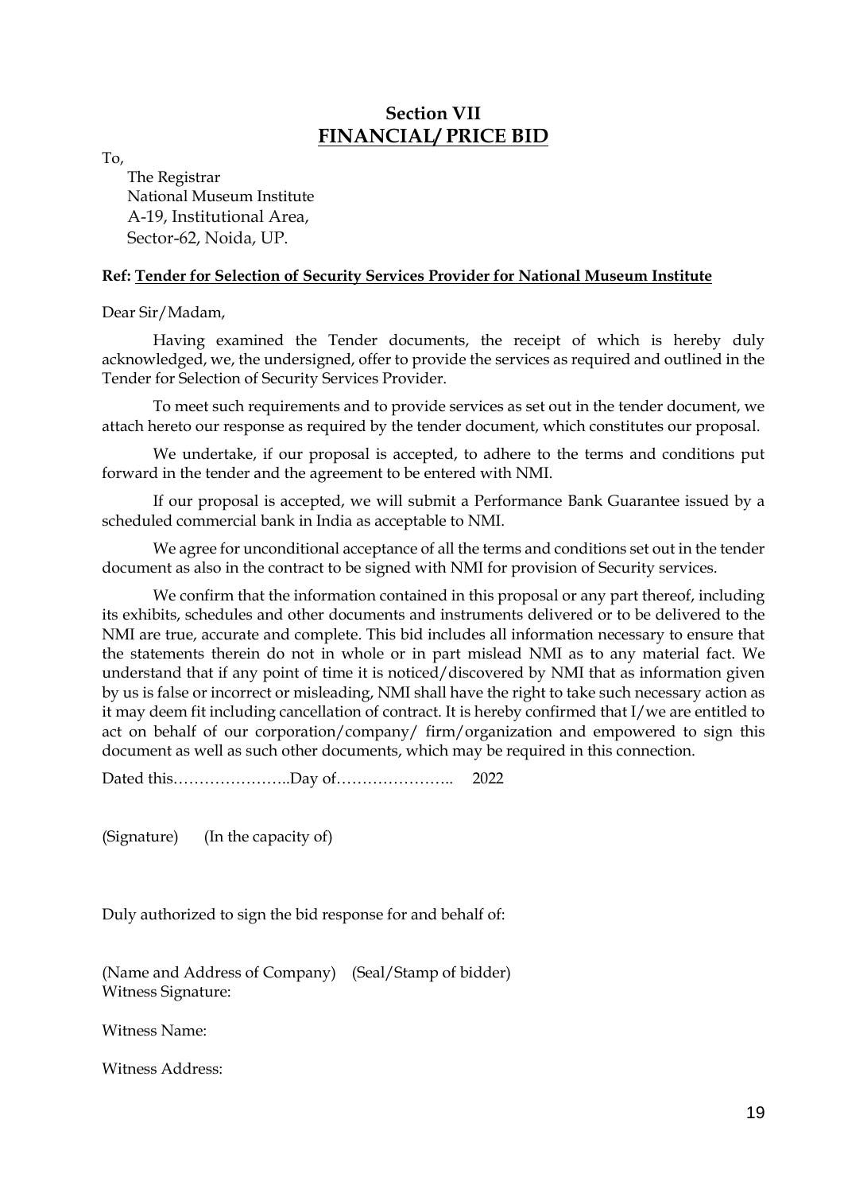## Section VII
## FINANCIAL/ PRICE BID

To,

The Registrar
National Museum Institute
A-19, Institutional Area,
Sector-62, Noida, UP.

**Ref: Tender for Selection of Security Services Provider for National Museum Institute**

Dear Sir/Madam,

Having examined the Tender documents, the receipt of which is hereby duly acknowledged, we, the undersigned, offer to provide the services as required and outlined in the Tender for Selection of Security Services Provider.

To meet such requirements and to provide services as set out in the tender document, we attach hereto our response as required by the tender document, which constitutes our proposal.

We undertake, if our proposal is accepted, to adhere to the terms and conditions put forward in the tender and the agreement to be entered with NMI.

If our proposal is accepted, we will submit a Performance Bank Guarantee issued by a scheduled commercial bank in India as acceptable to NMI.

We agree for unconditional acceptance of all the terms and conditions set out in the tender document as also in the contract to be signed with NMI for provision of Security services.

We confirm that the information contained in this proposal or any part thereof, including its exhibits, schedules and other documents and instruments delivered or to be delivered to the NMI are true, accurate and complete. This bid includes all information necessary to ensure that the statements therein do not in whole or in part mislead NMI as to any material fact. We understand that if any point of time it is noticed/discovered by NMI that as information given by us is false or incorrect or misleading, NMI shall have the right to take such necessary action as it may deem fit including cancellation of contract. It is hereby confirmed that I/we are entitled to act on behalf of our corporation/company/ firm/organization and empowered to sign this document as well as such other documents, which may be required in this connection.

Dated this…………………..Day of………………….. 2022

(Signature) (In the capacity of)

Duly authorized to sign the bid response for and behalf of:

(Name and Address of Company) (Seal/Stamp of bidder)
Witness Signature:

Witness Name:

Witness Address: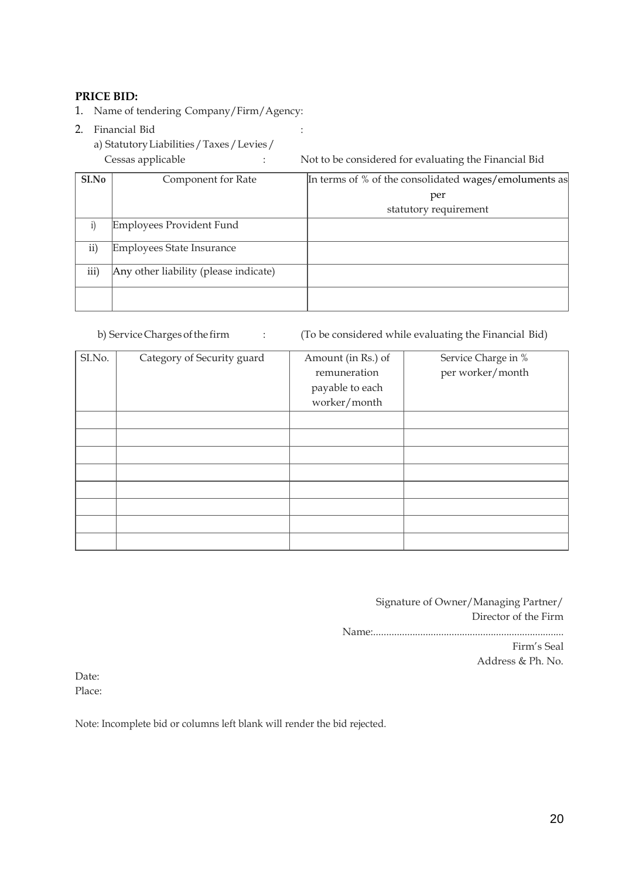**PRICE BID:**

1. Name of tendering Company/Firm/Agency:
2. Financial Bid :

   a) Statutory Liabilities / Taxes / Levies / Cessas applicable : Not to be considered for evaluating the Financial Bid

| SI.No | Component for Rate | In terms of % of the consolidated wages/emoluments as per statutory requirement |
|---|---|---|
| i) | Employees Provident Fund | |
| ii) | Employees State Insurance | |
| iii) | Any other liability (please indicate) | |
| | | |

b) Service Charges of the firm : (To be considered while evaluating the Financial Bid)

| SI.No. | Category of Security guard | Amount (in Rs.) of remuneration payable to each worker/month | Service Charge in % per worker/month |
|---|---|---|---|
| | | | |
| | | | |
| | | | |
| | | | |
| | | | |
| | | | |
| | | | |
| | | | |

Signature of Owner/Managing Partner/ Director of the Firm

Name:........................................................................

Firm's Seal

Address & Ph. No.

Date:

Place:

Note: Incomplete bid or columns left blank will render the bid rejected.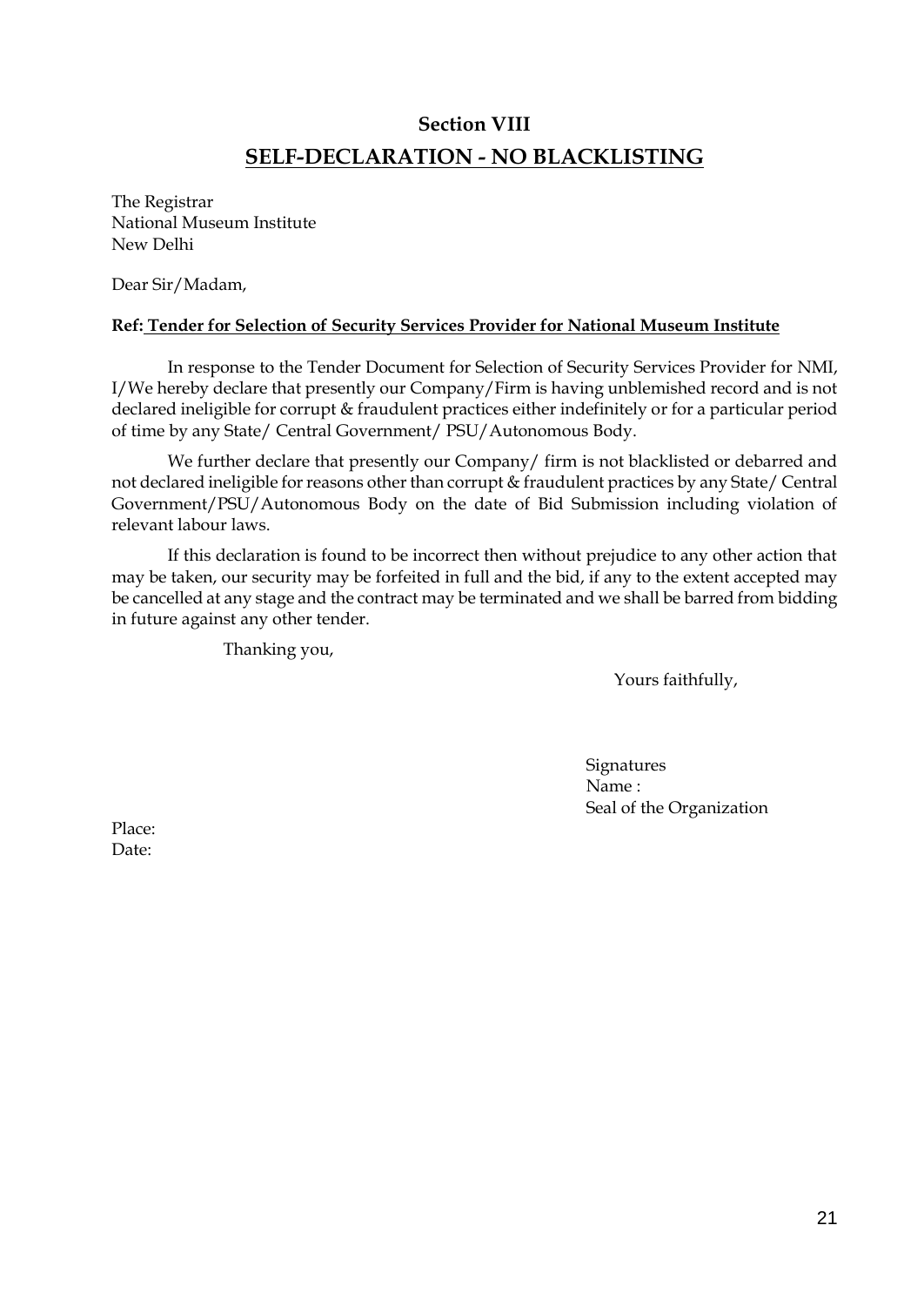## Section VIII

## SELF-DECLARATION - NO BLACKLISTING

The Registrar
National Museum Institute
New Delhi

Dear Sir/Madam,

**Ref: Tender for Selection of Security Services Provider for National Museum Institute**

In response to the Tender Document for Selection of Security Services Provider for NMI, I/We hereby declare that presently our Company/Firm is having unblemished record and is not declared ineligible for corrupt & fraudulent practices either indefinitely or for a particular period of time by any State/ Central Government/ PSU/Autonomous Body.

We further declare that presently our Company/ firm is not blacklisted or debarred and not declared ineligible for reasons other than corrupt & fraudulent practices by any State/ Central Government/PSU/Autonomous Body on the date of Bid Submission including violation of relevant labour laws.

If this declaration is found to be incorrect then without prejudice to any other action that may be taken, our security may be forfeited in full and the bid, if any to the extent accepted may be cancelled at any stage and the contract may be terminated and we shall be barred from bidding in future against any other tender.

Thanking you,

Yours faithfully,

Signatures
Name :
Seal of the Organization

Place:
Date: